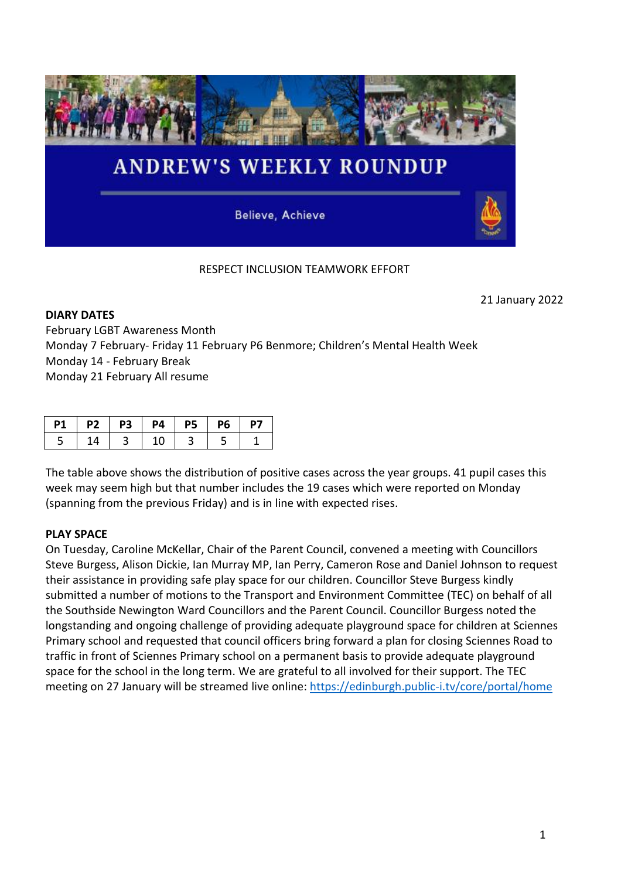# ANDREW'S WEEKLY ROUNDUP

Believe, Achieve

RESPECT INCLUSION TEAMWORK EFFORT

21 January 2022

**DIARY DATES**
February LGBT Awareness Month
Monday 7 February- Friday 11 February P6 Benmore; Children's Mental Health Week
Monday 14 - February Break
Monday 21 February All resume

| P1 | P2 | P3 | P4 | P5 | P6 | P7 |
|---|---|---|---|---|---|---|
| 5 | 14 | 3 | 10 | 3 | 5 | 1 |

The table above shows the distribution of positive cases across the year groups. 41 pupil cases this week may seem high but that number includes the 19 cases which were reported on Monday (spanning from the previous Friday) and is in line with expected rises.

**PLAY SPACE**
On Tuesday, Caroline McKellar, Chair of the Parent Council, convened a meeting with Councillors Steve Burgess, Alison Dickie, Ian Murray MP, Ian Perry, Cameron Rose and Daniel Johnson to request their assistance in providing safe play space for our children. Councillor Steve Burgess kindly submitted a number of motions to the Transport and Environment Committee (TEC) on behalf of all the Southside Newington Ward Councillors and the Parent Council. Councillor Burgess noted the longstanding and ongoing challenge of providing adequate playground space for children at Sciennes Primary school and requested that council officers bring forward a plan for closing Sciennes Road to traffic in front of Sciennes Primary school on a permanent basis to provide adequate playground space for the school in the long term. We are grateful to all involved for their support. The TEC meeting on 27 January will be streamed live online: https://edinburgh.public-i.tv/core/portal/home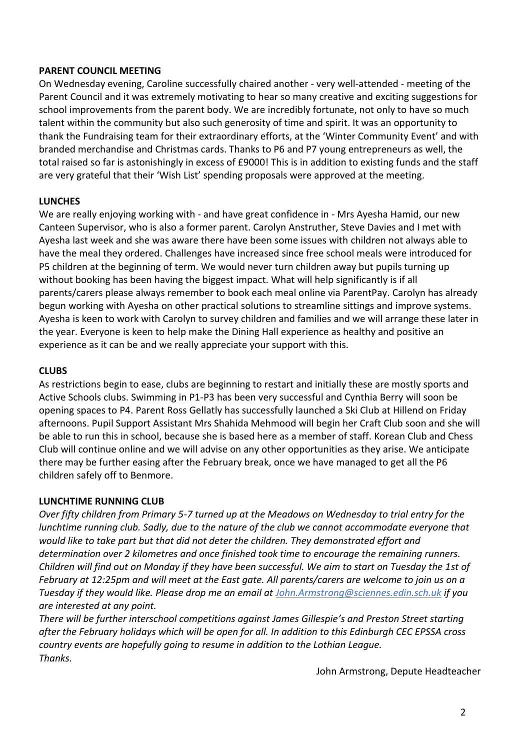**PARENT COUNCIL MEETING**

On Wednesday evening, Caroline successfully chaired another - very well-attended - meeting of the Parent Council and it was extremely motivating to hear so many creative and exciting suggestions for school improvements from the parent body. We are incredibly fortunate, not only to have so much talent within the community but also such generosity of time and spirit. It was an opportunity to thank the Fundraising team for their extraordinary efforts, at the 'Winter Community Event' and with branded merchandise and Christmas cards. Thanks to P6 and P7 young entrepreneurs as well, the total raised so far is astonishingly in excess of £9000! This is in addition to existing funds and the staff are very grateful that their 'Wish List' spending proposals were approved at the meeting.

**LUNCHES**

We are really enjoying working with - and have great confidence in - Mrs Ayesha Hamid, our new Canteen Supervisor, who is also a former parent. Carolyn Anstruther, Steve Davies and I met with Ayesha last week and she was aware there have been some issues with children not always able to have the meal they ordered. Challenges have increased since free school meals were introduced for P5 children at the beginning of term. We would never turn children away but pupils turning up without booking has been having the biggest impact. What will help significantly is if all parents/carers please always remember to book each meal online via ParentPay. Carolyn has already begun working with Ayesha on other practical solutions to streamline sittings and improve systems. Ayesha is keen to work with Carolyn to survey children and families and we will arrange these later in the year. Everyone is keen to help make the Dining Hall experience as healthy and positive an experience as it can be and we really appreciate your support with this.

**CLUBS**

As restrictions begin to ease, clubs are beginning to restart and initially these are mostly sports and Active Schools clubs. Swimming in P1-P3 has been very successful and Cynthia Berry will soon be opening spaces to P4. Parent Ross Gellatly has successfully launched a Ski Club at Hillend on Friday afternoons. Pupil Support Assistant Mrs Shahida Mehmood will begin her Craft Club soon and she will be able to run this in school, because she is based here as a member of staff. Korean Club and Chess Club will continue online and we will advise on any other opportunities as they arise. We anticipate there may be further easing after the February break, once we have managed to get all the P6 children safely off to Benmore.

**LUNCHTIME RUNNING CLUB**

*Over fifty children from Primary 5-7 turned up at the Meadows on Wednesday to trial entry for the lunchtime running club. Sadly, due to the nature of the club we cannot accommodate everyone that would like to take part but that did not deter the children. They demonstrated effort and determination over 2 kilometres and once finished took time to encourage the remaining runners. Children will find out on Monday if they have been successful. We aim to start on Tuesday the 1st of February at 12:25pm and will meet at the East gate. All parents/carers are welcome to join us on a Tuesday if they would like. Please drop me an email at [John.Armstrong@sciennes.edin.sch.uk](mailto:John.Armstrong@sciennes.edin.sch.uk) if you are interested at any point.*

*There will be further interschool competitions against James Gillespie's and Preston Street starting after the February holidays which will be open for all. In addition to this Edinburgh CEC EPSSA cross country events are hopefully going to resume in addition to the Lothian League.*

*Thanks.*

John Armstrong, Depute Headteacher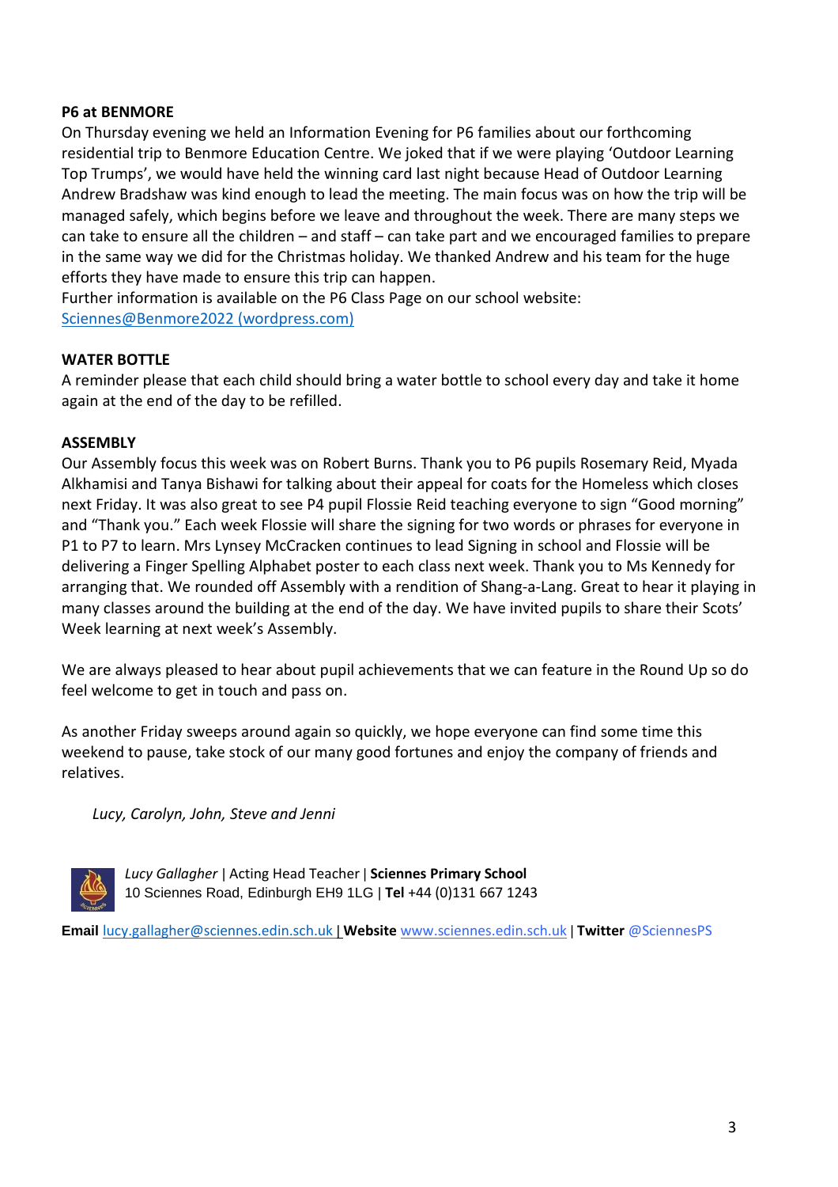**P6 at BENMORE**

On Thursday evening we held an Information Evening for P6 families about our forthcoming residential trip to Benmore Education Centre. We joked that if we were playing 'Outdoor Learning Top Trumps', we would have held the winning card last night because Head of Outdoor Learning Andrew Bradshaw was kind enough to lead the meeting. The main focus was on how the trip will be managed safely, which begins before we leave and throughout the week. There are many steps we can take to ensure all the children – and staff – can take part and we encouraged families to prepare in the same way we did for the Christmas holiday. We thanked Andrew and his team for the huge efforts they have made to ensure this trip can happen.
Further information is available on the P6 Class Page on our school website:
[Sciennes@Benmore2022 (wordpress.com)](Sciennes@Benmore2022 (wordpress.com))

**WATER BOTTLE**

A reminder please that each child should bring a water bottle to school every day and take it home again at the end of the day to be refilled.

**ASSEMBLY**

Our Assembly focus this week was on Robert Burns. Thank you to P6 pupils Rosemary Reid, Myada Alkhamisi and Tanya Bishawi for talking about their appeal for coats for the Homeless which closes next Friday. It was also great to see P4 pupil Flossie Reid teaching everyone to sign "Good morning" and "Thank you." Each week Flossie will share the signing for two words or phrases for everyone in P1 to P7 to learn. Mrs Lynsey McCracken continues to lead Signing in school and Flossie will be delivering a Finger Spelling Alphabet poster to each class next week. Thank you to Ms Kennedy for arranging that. We rounded off Assembly with a rendition of Shang-a-Lang. Great to hear it playing in many classes around the building at the end of the day. We have invited pupils to share their Scots' Week learning at next week's Assembly.

We are always pleased to hear about pupil achievements that we can feature in the Round Up so do feel welcome to get in touch and pass on.

As another Friday sweeps around again so quickly, we hope everyone can find some time this weekend to pause, take stock of our many good fortunes and enjoy the company of friends and relatives.

*Lucy, Carolyn, John, Steve and Jenni*

*Lucy Gallagher* | Acting Head Teacher | **Sciennes Primary School**
10 Sciennes Road, Edinburgh EH9 1LG | **Tel** +44 (0)131 667 1243

**Email** lucy.gallagher@sciennes.edin.sch.uk | **Website** www.sciennes.edin.sch.uk | **Twitter** @SciennesPS